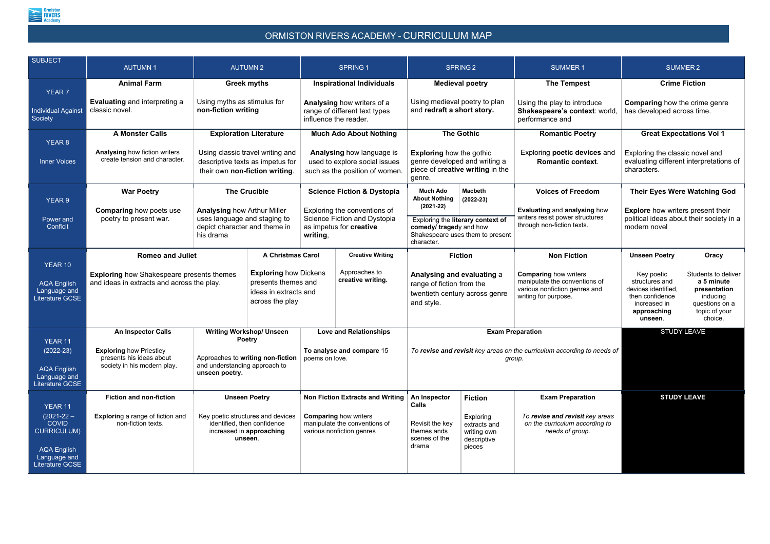# ORMISTON RIVERS ACADEMY - CURRICULUM MAP

| SUBJECT | AUTUMN 1 | AUTUMN 2 | SPRING 1 | SPRING 2 | SUMMER 1 | SUMMER 2 |
|---|---|---|---|---|---|---|
| YEAR 7<br><br>Individual Against Society | **Animal Farm**<br><br>**Evaluating** and interpreting a classic novel. | **Greek myths**<br><br>Using myths as stimulus for **non-fiction writing** | **Inspirational Individuals**<br><br>**Analysing** how writers of a range of different text types influence the reader. | **Medieval poetry**<br><br>Using medieval poetry to plan and **redraft a short story.** | **The Tempest**<br><br>Using the play to introduce **Shakespeare's context**: world, performance and | **Crime Fiction**<br><br>**Comparing** how the crime genre has developed across time. |
| YEAR 8<br><br>Inner Voices | **A Monster Calls**<br><br>**Analysing** how fiction writers create tension and character. | **Exploration Literature**<br><br>Using classic travel writing and descriptive texts as impetus for their own **non-fiction writing**. | **Much Ado About Nothing**<br><br>**Analysing** how language is used to explore social issues such as the position of women. | **The Gothic**<br><br>**Exploring** how the gothic genre developed and writing a piece of c**reative writing** in the genre. | **Romantic Poetry**<br><br>Exploring **poetic devices** and **Romantic context**. | **Great Expectations Vol 1**<br><br>Exploring the classic novel and evaluating different interpretations of characters. |
| YEAR 9<br><br>Power and Conflcit | **War Poetry**<br><br>**Comparing** how poets use poetry to present war. | **The Crucible**<br><br>**Analysing** how Arthur Miller uses language and staging to depict character and theme in his drama | **Science Fiction & Dystopia**<br><br>Exploring the conventions of Science Fiction and Dystopia as impetus for **creative writing**, | **Much Ado About Nothing (2021-22)** / **Macbeth (2022-23)**<br><br>Exploring the **literary context of comedy/ traged**y and how Shakespeare uses them to present character. | **Voices of Freedom**<br><br>**Evaluating** and **analysing** how writers resist power structures through non-fiction texts. | **Their Eyes Were Watching God**<br><br>**Explore** how writers present their political ideas about their society in a modern novel |
| YEAR 10<br><br>AQA English Language and Literature GCSE | **Romeo and Juliet**<br><br>**Exploring** how Shakespeare presents themes and ideas in extracts and across the play. | **A Christmas Carol**<br><br>**Exploring** how Dickens presents themes and ideas in extracts and across the play<br><br>**Creative Writing**<br><br>Approaches to **creative writing.** | | **Fiction**<br><br>**Analysing and evaluating** a range of fiction from the twentieth century across genre and style. | **Non Fiction**<br><br>**Comparing** how writers manipulate the conventions of various nonfiction genres and writing for purpose. | **Unseen Poetry**<br><br>Key poetic structures and devices identified, then confidence increased in **approaching unseen**.<br><br>**Oracy**<br><br>Students to deliver **a 5 minute presentation** inducing questions on a topic of your choice. |
| YEAR 11 (2022-23)<br><br>AQA English Language and Literature GCSE | **An Inspector Calls**<br><br>**Exploring** how Priestley presents his ideas about society in his modern play. | **Writing Workshop/ Unseen Poetry**<br><br>Approaches to **writing non-fiction** and understanding approach to **unseen poetry.** | **Love and Relationships**<br><br>**To analyse and compare** 15 poems on love. | **Exam Preparation**<br><br>*To **revise and revisit** key areas on the curriculum according to needs of group.* | | STUDY LEAVE |
| YEAR 11 (2021-22 – COVID CURRICULUM)<br><br>AQA English Language and Literature GCSE | **Fiction and non-fiction**<br><br>**Exploring** a range of fiction and non-fiction texts. | **Unseen Poetry**<br><br>Key poetic structures and devices identified, then confidence increased in **approaching unseen**. | **Non Fiction Extracts and Writing**<br><br>**Comparing** how writers manipulate the conventions of various nonfiction genres | **An Inspector Calls**<br><br>Revisit the key themes and scenes of the drama<br><br>**Fiction**<br><br>Exploring extracts and writing own descriptive pieces | **Exam Preparation**<br><br>*To **revise and revisit** key areas on the curriculum according to needs of group.* | **STUDY LEAVE** |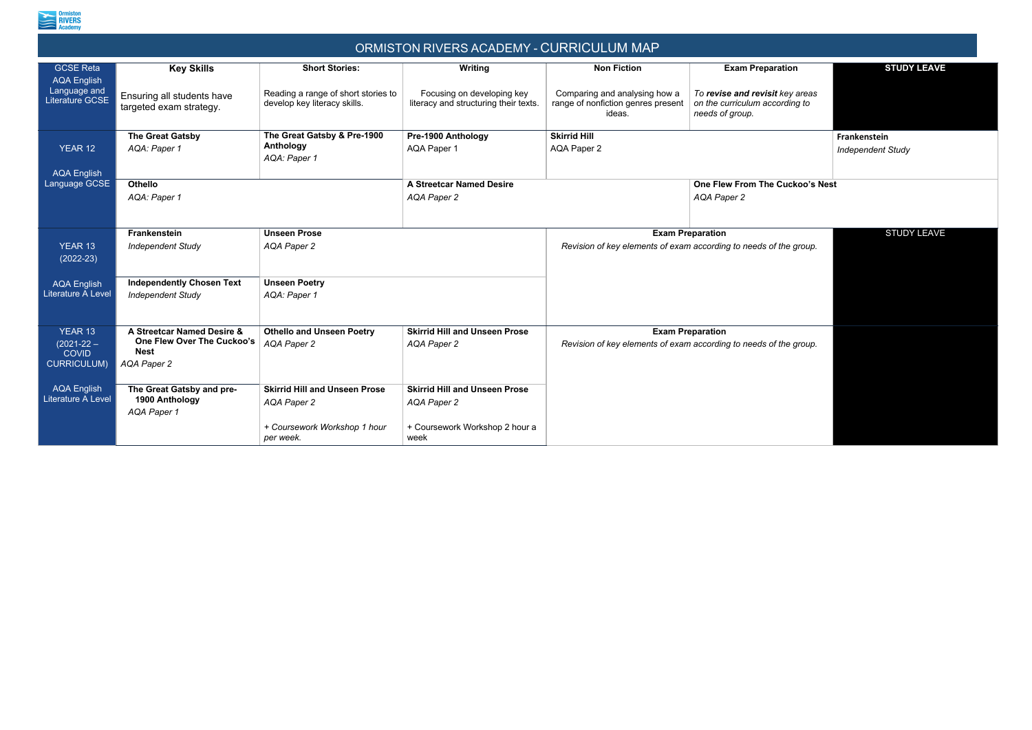# ORMISTON RIVERS ACADEMY - CURRICULUM MAP

| | | | | | | |
|---|---|---|---|---|---|---|
| GCSE Reta<br>AQA English Language and Literature GCSE | **Key Skills**<br>Ensuring all students have targeted exam strategy. | **Short Stories:**<br>Reading a range of short stories to develop key literacy skills. | **Writing**<br>Focusing on developing key literacy and structuring their texts. | **Non Fiction**<br>Comparing and analysing how a range of nonfiction genres present ideas. | **Exam Preparation**<br>*To **revise and revisit** key areas on the curriculum according to needs of group.* | **STUDY LEAVE** |
| YEAR 12<br><br>AQA English Language GCSE | **The Great Gatsby**<br>*AQA: Paper 1* | **The Great Gatsby & Pre-1900 Anthology**<br>*AQA: Paper 1* | **Pre-1900 Anthology**<br>AQA Paper 1 | **Skirrid Hill**<br>AQA Paper 2 | | **Frankenstein**<br>*Independent Study* |
| | **Othello**<br>*AQA: Paper 1* | | **A Streetcar Named Desire**<br>*AQA Paper 2* | | **One Flew From The Cuckoo's Nest**<br>*AQA Paper 2* | |
| YEAR 13<br>(2022-23)<br><br>AQA English Literature A Level | **Frankenstein**<br>*Independent Study* | **Unseen Prose**<br>*AQA Paper 2* | | **Exam Preparation**<br>*Revision of key elements of exam according to needs of the group.* | | STUDY LEAVE |
| | **Independently Chosen Text**<br>*Independent Study* | **Unseen Poetry**<br>*AQA: Paper 1* | | | | |
| YEAR 13<br>(2021-22 – COVID CURRICULUM)<br><br>AQA English Literature A Level | **A Streetcar Named Desire & One Flew Over The Cuckoo's Nest**<br>*AQA Paper 2* | **Othello and Unseen Poetry**<br>*AQA Paper 2* | **Skirrid Hill and Unseen Prose**<br>*AQA Paper 2* | **Exam Preparation**<br>*Revision of key elements of exam according to needs of the group.* | | |
| | **The Great Gatsby and pre-1900 Anthology**<br>*AQA Paper 1* | **Skirrid Hill and Unseen Prose**<br>*AQA Paper 2*<br><br>*+ Coursework Workshop 1 hour per week.* | **Skirrid Hill and Unseen Prose**<br>*AQA Paper 2*<br><br>+ Coursework Workshop 2 hour a week | | | |